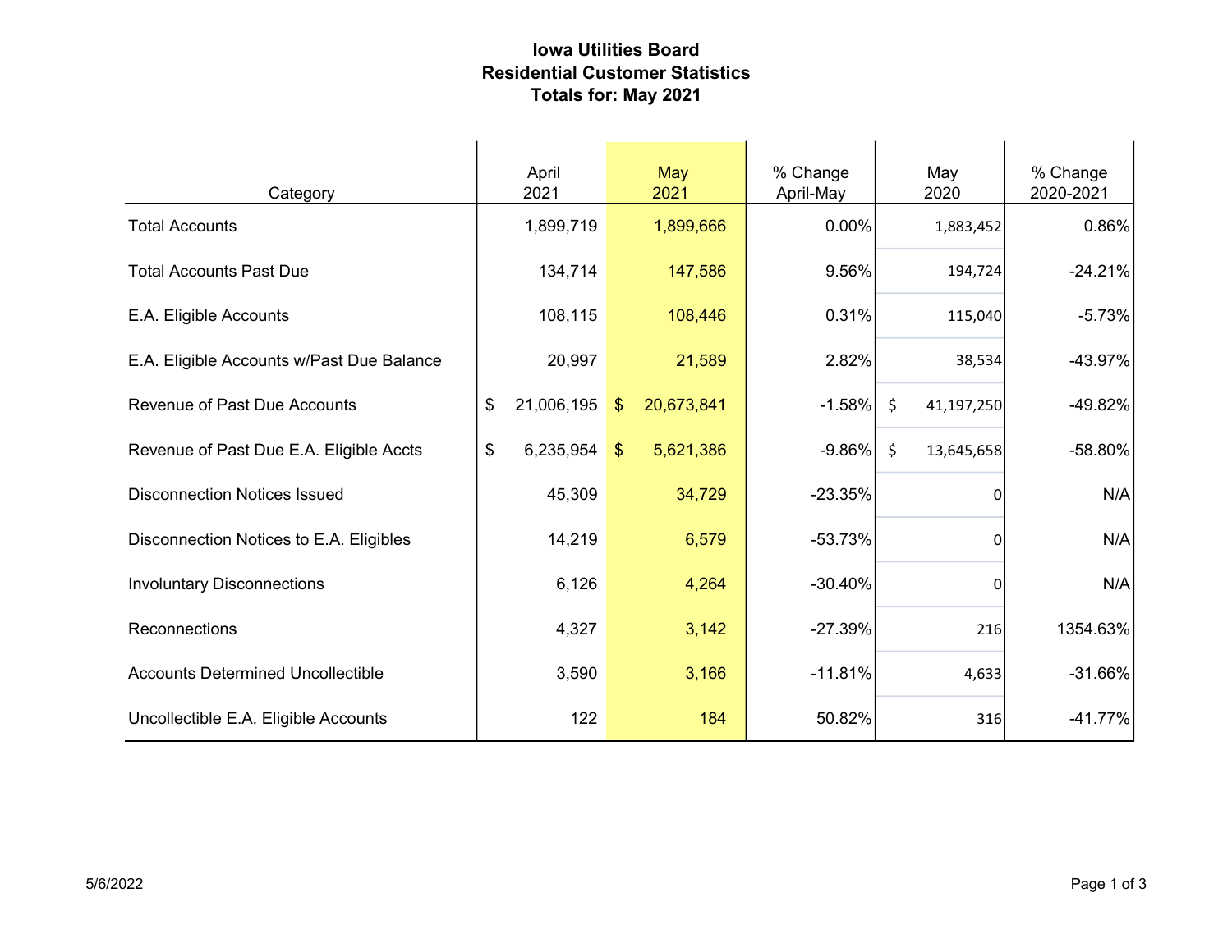# Iowa Utilities Board
## Residential Customer Statistics
## Totals for: May 2021

| Category | April 2021 | May 2021 | % Change April-May | May 2020 | % Change 2020-2021 |
|---|---|---|---|---|---|
| Total Accounts | 1,899,719 | 1,899,666 | 0.00% | 1,883,452 | 0.86% |
| Total Accounts Past Due | 134,714 | 147,586 | 9.56% | 194,724 | -24.21% |
| E.A. Eligible Accounts | 108,115 | 108,446 | 0.31% | 115,040 | -5.73% |
| E.A. Eligible Accounts w/Past Due Balance | 20,997 | 21,589 | 2.82% | 38,534 | -43.97% |
| Revenue of Past Due Accounts | $ 21,006,195 | $ 20,673,841 | -1.58% | $ 41,197,250 | -49.82% |
| Revenue of Past Due E.A. Eligible Accts | $ 6,235,954 | $ 5,621,386 | -9.86% | $ 13,645,658 | -58.80% |
| Disconnection Notices Issued | 45,309 | 34,729 | -23.35% | 0 | N/A |
| Disconnection Notices to E.A. Eligibles | 14,219 | 6,579 | -53.73% | 0 | N/A |
| Involuntary Disconnections | 6,126 | 4,264 | -30.40% | 0 | N/A |
| Reconnections | 4,327 | 3,142 | -27.39% | 216 | 1354.63% |
| Accounts Determined Uncollectible | 3,590 | 3,166 | -11.81% | 4,633 | -31.66% |
| Uncollectible E.A. Eligible Accounts | 122 | 184 | 50.82% | 316 | -41.77% |

5/6/2022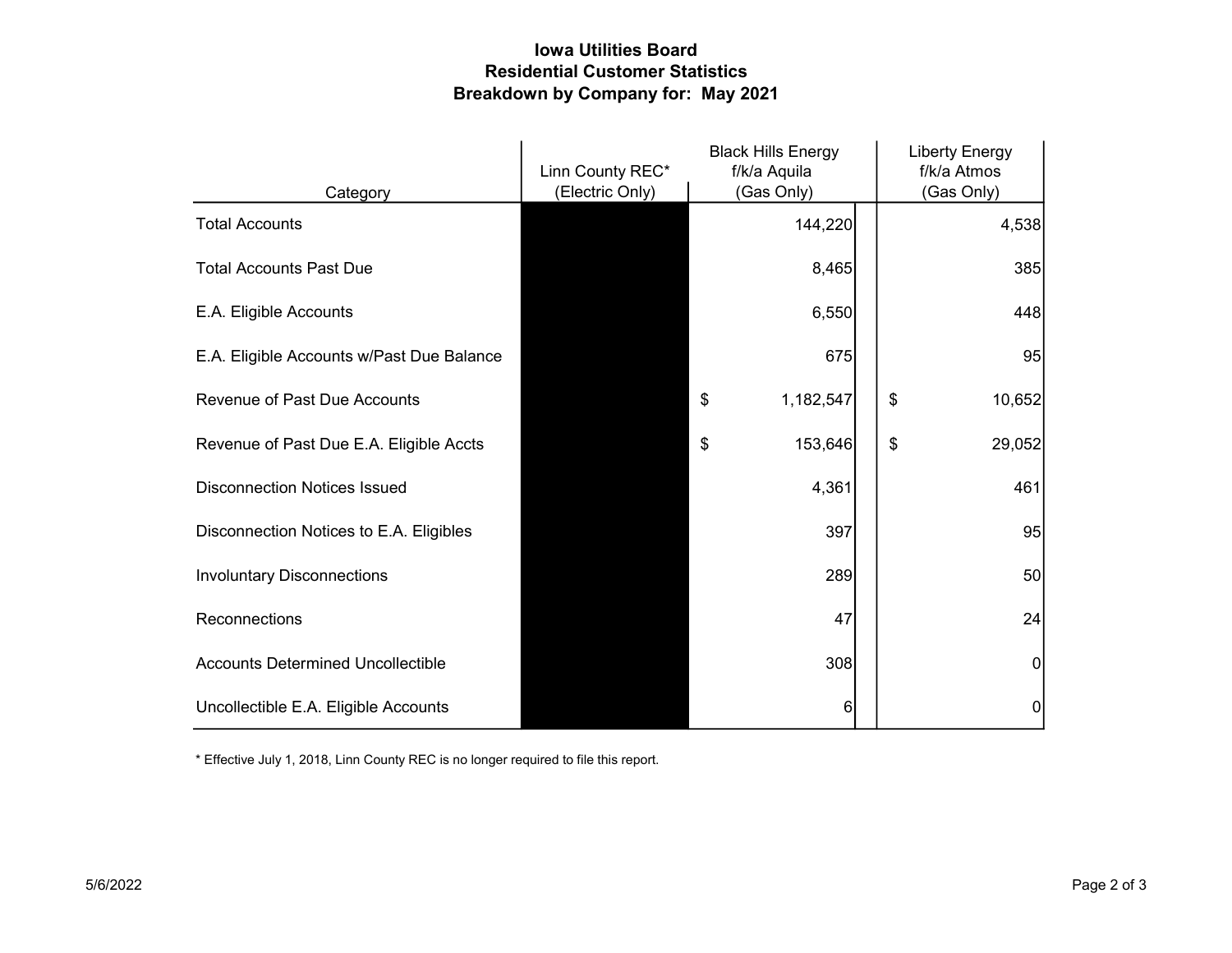# Iowa Utilities Board
## Residential Customer Statistics
## Breakdown by Company for: May 2021

| Category | Linn County REC* (Electric Only) | Black Hills Energy f/k/a Aquila (Gas Only) | Liberty Energy f/k/a Atmos (Gas Only) |
|---|---|---|---|
| Total Accounts | | 144,220 | 4,538 |
| Total Accounts Past Due | | 8,465 | 385 |
| E.A. Eligible Accounts | | 6,550 | 448 |
| E.A. Eligible Accounts w/Past Due Balance | | 675 | 95 |
| Revenue of Past Due Accounts | | $ 1,182,547 | $ 10,652 |
| Revenue of Past Due E.A. Eligible Accts | | $ 153,646 | $ 29,052 |
| Disconnection Notices Issued | | 4,361 | 461 |
| Disconnection Notices to E.A. Eligibles | | 397 | 95 |
| Involuntary Disconnections | | 289 | 50 |
| Reconnections | | 47 | 24 |
| Accounts Determined Uncollectible | | 308 | 0 |
| Uncollectible E.A. Eligible Accounts | | 6 | 0 |

* Effective July 1, 2018, Linn County REC is no longer required to file this report.

5/6/2022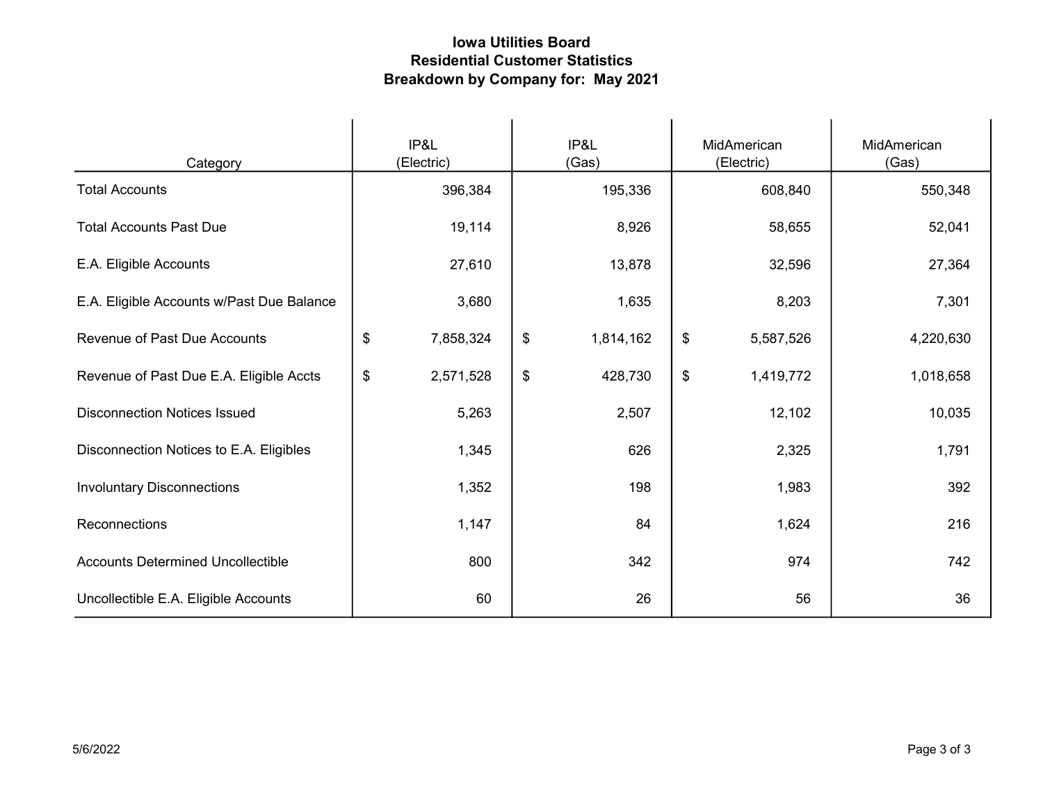# Iowa Utilities Board
## Residential Customer Statistics
### Breakdown by Company for: May 2021

| Category | IP&L (Electric) | IP&L (Gas) | MidAmerican (Electric) | MidAmerican (Gas) |
|---|---|---|---|---|
| Total Accounts | 396,384 | 195,336 | 608,840 | 550,348 |
| Total Accounts Past Due | 19,114 | 8,926 | 58,655 | 52,041 |
| E.A. Eligible Accounts | 27,610 | 13,878 | 32,596 | 27,364 |
| E.A. Eligible Accounts w/Past Due Balance | 3,680 | 1,635 | 8,203 | 7,301 |
| Revenue of Past Due Accounts | $ 7,858,324 | $ 1,814,162 | $ 5,587,526 | 4,220,630 |
| Revenue of Past Due E.A. Eligible Accts | $ 2,571,528 | $ 428,730 | $ 1,419,772 | 1,018,658 |
| Disconnection Notices Issued | 5,263 | 2,507 | 12,102 | 10,035 |
| Disconnection Notices to E.A. Eligibles | 1,345 | 626 | 2,325 | 1,791 |
| Involuntary Disconnections | 1,352 | 198 | 1,983 | 392 |
| Reconnections | 1,147 | 84 | 1,624 | 216 |
| Accounts Determined Uncollectible | 800 | 342 | 974 | 742 |
| Uncollectible E.A. Eligible Accounts | 60 | 26 | 56 | 36 |

5/6/2022